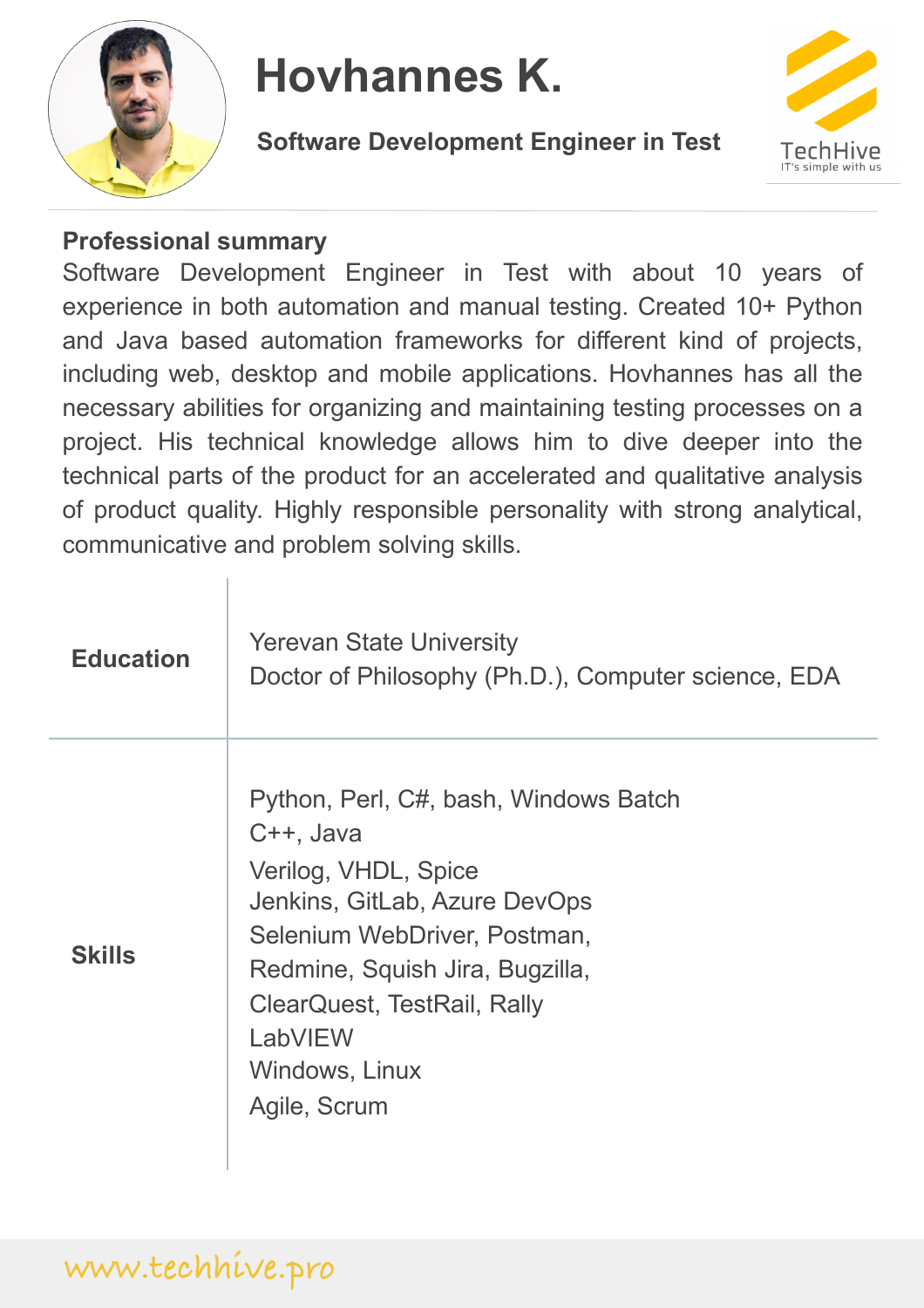# Hovhannes K.

**Software Development Engineer in Test**

TechHive
IT's simple with us

**Professional summary**

Software Development Engineer in Test with about 10 years of experience in both automation and manual testing. Created 10+ Python and Java based automation frameworks for different kind of projects, including web, desktop and mobile applications. Hovhannes has all the necessary abilities for organizing and maintaining testing processes on a project. His technical knowledge allows him to dive deeper into the technical parts of the product for an accelerated and qualitative analysis of product quality. Highly responsible personality with strong analytical, communicative and problem solving skills.

| | |
|---|---|
| **Education** | Yerevan State University<br>Doctor of Philosophy (Ph.D.), Computer science, EDA |
| **Skills** | Python, Perl, C#, bash, Windows Batch<br>C++, Java<br>Verilog, VHDL, Spice<br>Jenkins, GitLab, Azure DevOps<br>Selenium WebDriver, Postman,<br>Redmine, Squish Jira, Bugzilla,<br>ClearQuest, TestRail, Rally<br>LabVIEW<br>Windows, Linux<br>Agile, Scrum |

www.techhive.pro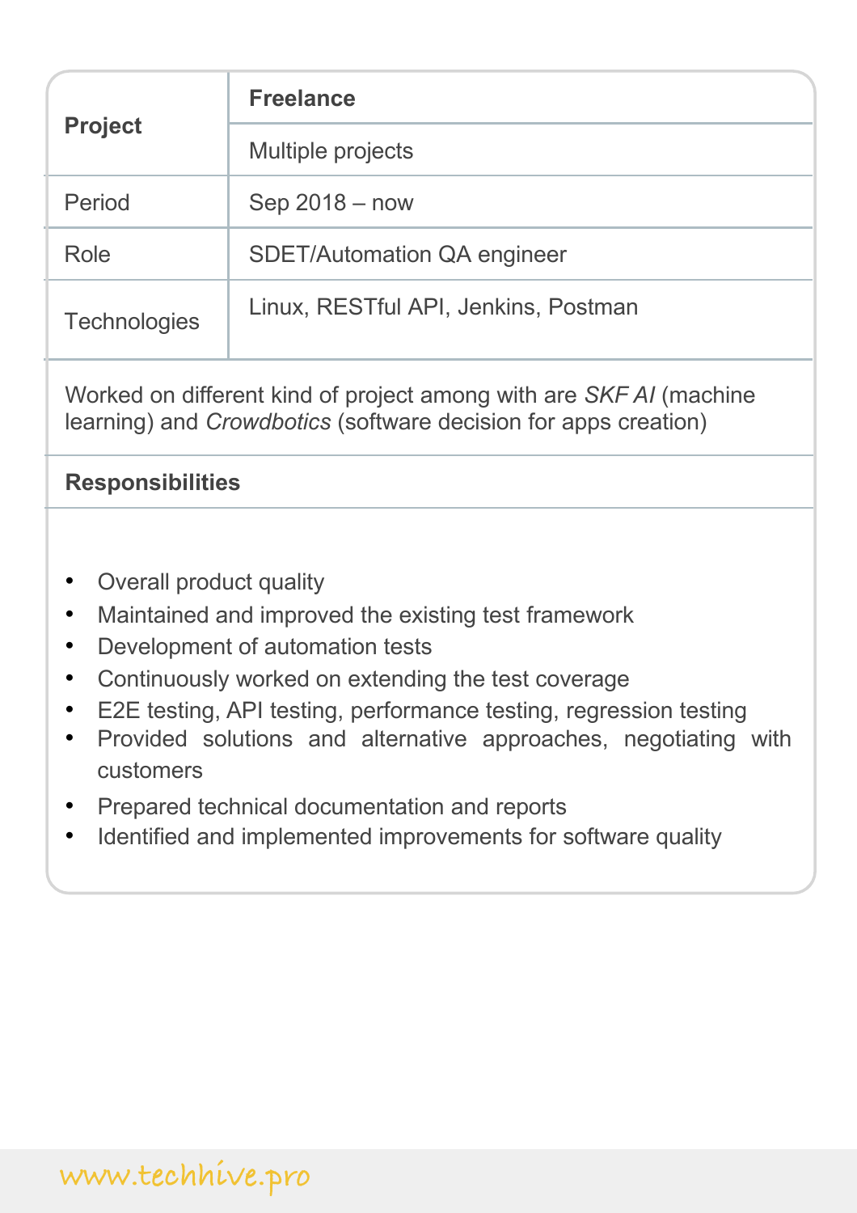| **Project** | **Freelance** |
| --- | --- |
| | Multiple projects |
| Period | Sep 2018 – now |
| Role | SDET/Automation QA engineer |
| Technologies | Linux, RESTful API, Jenkins, Postman |

Worked on different kind of project among with are *SKF AI* (machine learning) and *Crowdbotics* (software decision for apps creation)

**Responsibilities**

- Overall product quality
- Maintained and improved the existing test framework
- Development of automation tests
- Continuously worked on extending the test coverage
- E2E testing, API testing, performance testing, regression testing
- Provided solutions and alternative approaches, negotiating with customers
- Prepared technical documentation and reports
- Identified and implemented improvements for software quality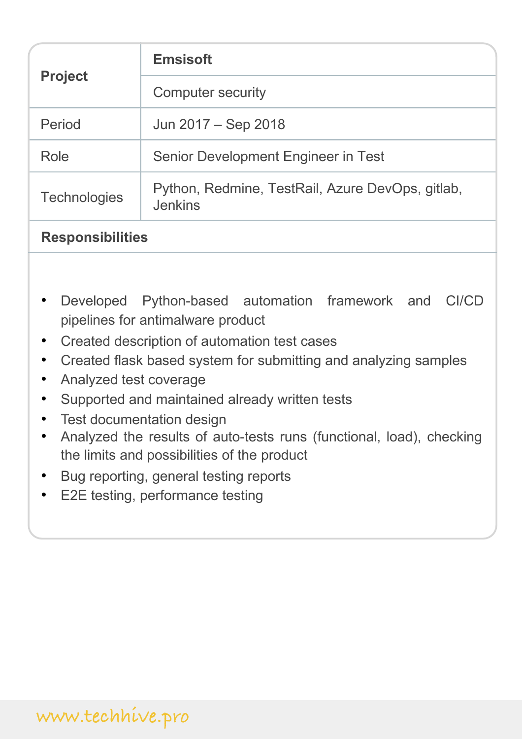| **Project** | **Emsisoft** |
| --- | --- |
| | Computer security |
| Period | Jun 2017 – Sep 2018 |
| Role | Senior Development Engineer in Test |
| Technologies | Python, Redmine, TestRail, Azure DevOps, gitlab, Jenkins |

**Responsibilities**

- Developed Python-based automation framework and CI/CD pipelines for antimalware product
- Created description of automation test cases
- Created flask based system for submitting and analyzing samples
- Analyzed test coverage
- Supported and maintained already written tests
- Test documentation design
- Analyzed the results of auto-tests runs (functional, load), checking the limits and possibilities of the product
- Bug reporting, general testing reports
- E2E testing, performance testing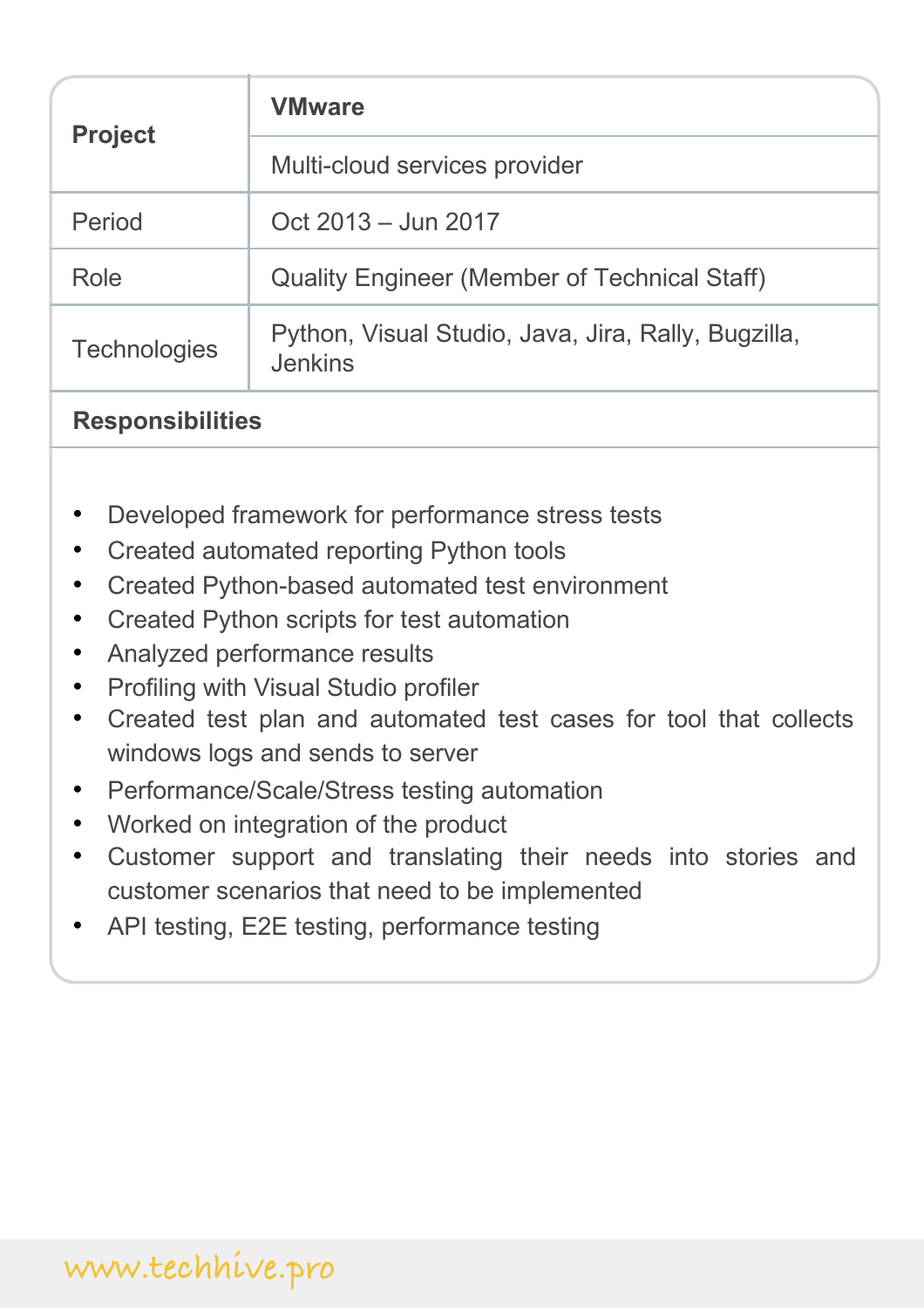| **Project** | **VMware** |
| --- | --- |
| | Multi-cloud services provider |
| Period | Oct 2013 – Jun 2017 |
| Role | Quality Engineer (Member of Technical Staff) |
| Technologies | Python, Visual Studio, Java, Jira, Rally, Bugzilla, Jenkins |

**Responsibilities**

- Developed framework for performance stress tests
- Created automated reporting Python tools
- Created Python-based automated test environment
- Created Python scripts for test automation
- Analyzed performance results
- Profiling with Visual Studio profiler
- Created test plan and automated test cases for tool that collects windows logs and sends to server
- Performance/Scale/Stress testing automation
- Worked on integration of the product
- Customer support and translating their needs into stories and customer scenarios that need to be implemented
- API testing, E2E testing, performance testing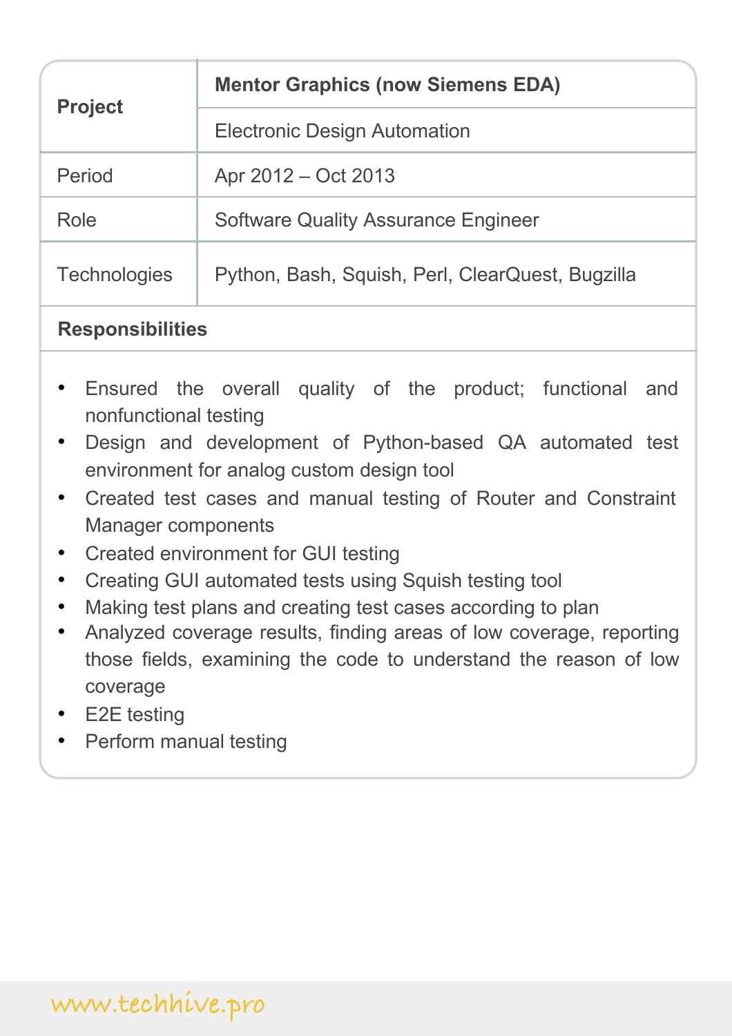| | |
|---|---|
| **Project** | **Mentor Graphics (now Siemens EDA)** |
| | Electronic Design Automation |
| Period | Apr 2012 – Oct 2013 |
| Role | Software Quality Assurance Engineer |
| Technologies | Python, Bash, Squish, Perl, ClearQuest, Bugzilla |

**Responsibilities**

- Ensured the overall quality of the product; functional and nonfunctional testing
- Design and development of Python-based QA automated test environment for analog custom design tool
- Created test cases and manual testing of Router and Constraint Manager components
- Created environment for GUI testing
- Creating GUI automated tests using Squish testing tool
- Making test plans and creating test cases according to plan
- Analyzed coverage results, finding areas of low coverage, reporting those fields, examining the code to understand the reason of low coverage
- E2E testing
- Perform manual testing